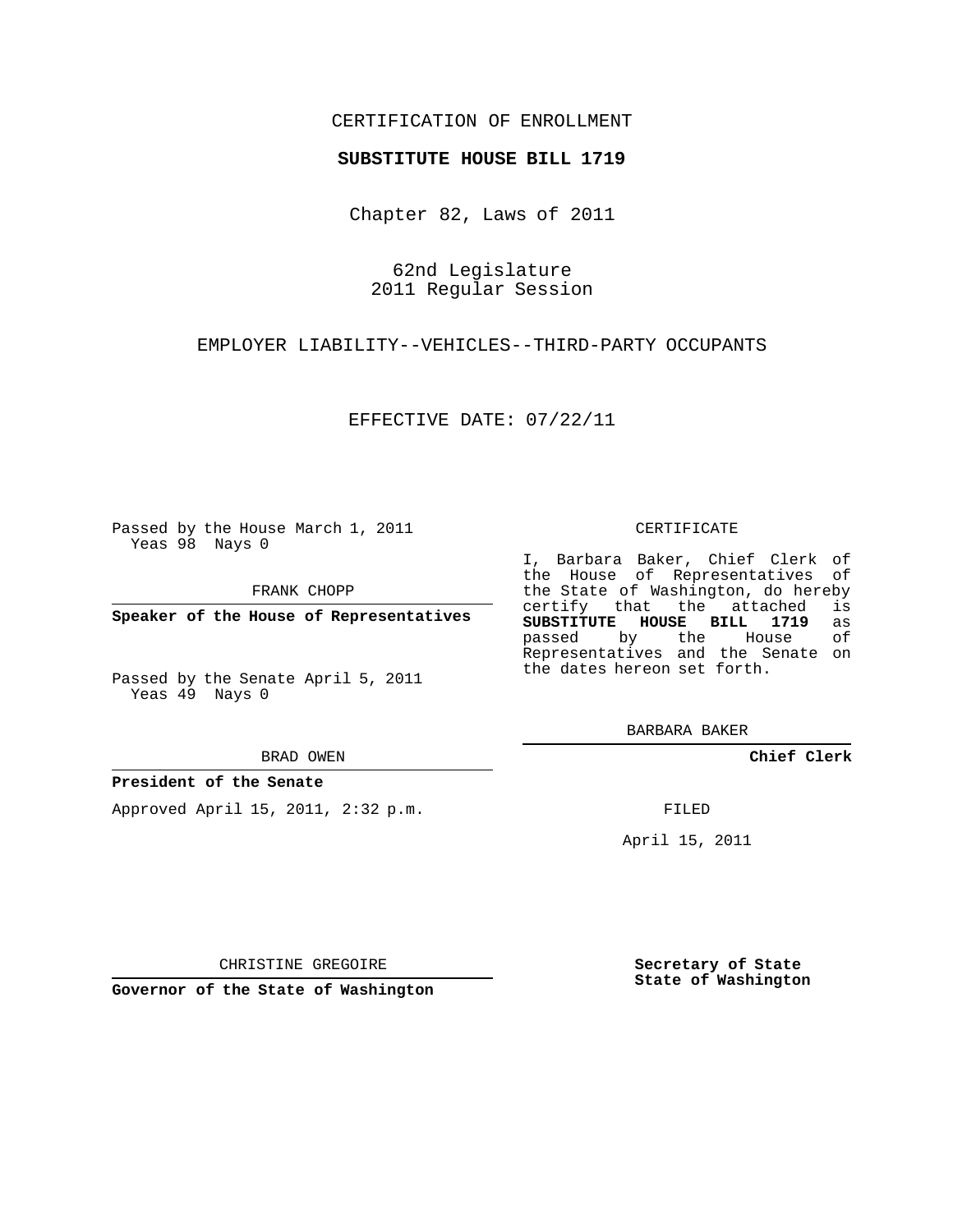CERTIFICATION OF ENROLLMENT

**SUBSTITUTE HOUSE BILL 1719**

Chapter 82, Laws of 2011

62nd Legislature
2011 Regular Session

EMPLOYER LIABILITY--VEHICLES--THIRD-PARTY OCCUPANTS

EFFECTIVE DATE: 07/22/11

Passed by the House March 1, 2011
Yeas 98 Nays 0

FRANK CHOPP

**Speaker of the House of Representatives**

Passed by the Senate April 5, 2011
Yeas 49 Nays 0

BRAD OWEN

**President of the Senate**

Approved April 15, 2011, 2:32 p.m.

CHRISTINE GREGOIRE

**Governor of the State of Washington**

CERTIFICATE

I, Barbara Baker, Chief Clerk of the House of Representatives of the State of Washington, do hereby certify that the attached is **SUBSTITUTE HOUSE BILL 1719** as passed by the House of Representatives and the Senate on the dates hereon set forth.

BARBARA BAKER

**Chief Clerk**

FILED

April 15, 2011

**Secretary of State**
**State of Washington**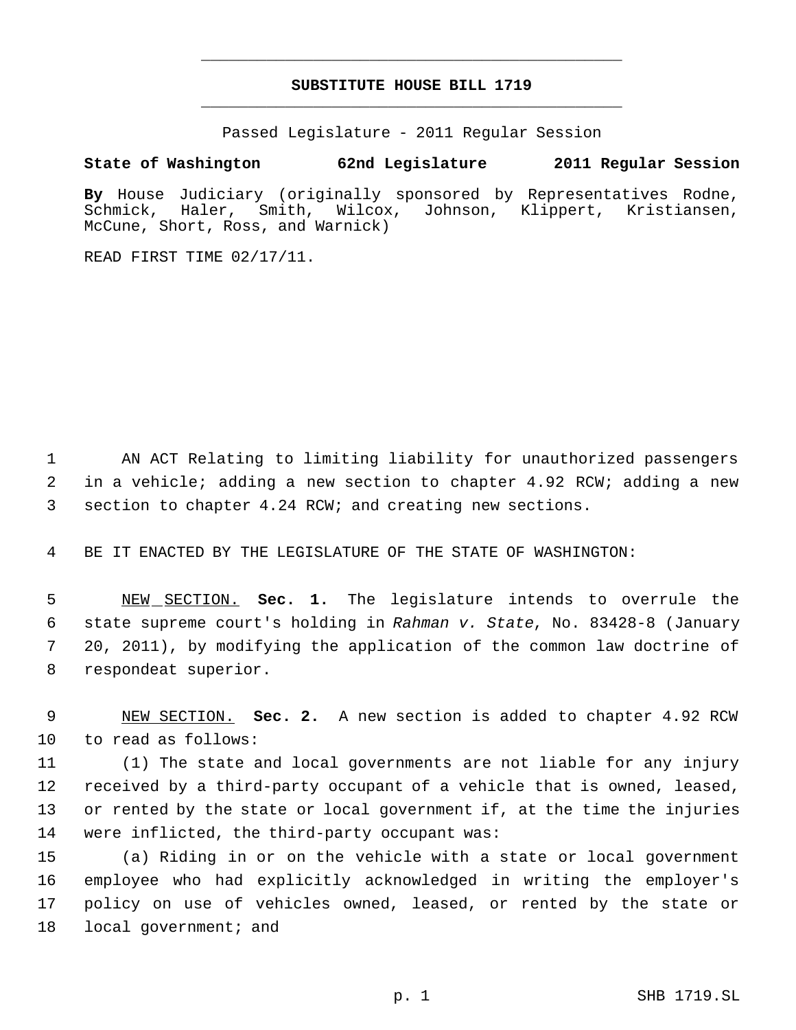# SUBSTITUTE HOUSE BILL 1719

Passed Legislature - 2011 Regular Session

**State of Washington 62nd Legislature 2011 Regular Session**

**By** House Judiciary (originally sponsored by Representatives Rodne, Schmick, Haler, Smith, Wilcox, Johnson, Klippert, Kristiansen, McCune, Short, Ross, and Warnick)

READ FIRST TIME 02/17/11.

1 AN ACT Relating to limiting liability for unauthorized passengers
2 in a vehicle; adding a new section to chapter 4.92 RCW; adding a new
3 section to chapter 4.24 RCW; and creating new sections.

4 BE IT ENACTED BY THE LEGISLATURE OF THE STATE OF WASHINGTON:

5 NEW SECTION. **Sec. 1.** The legislature intends to overrule the
6 state supreme court's holding in *Rahman v. State*, No. 83428-8 (January
7 20, 2011), by modifying the application of the common law doctrine of
8 respondeat superior.

9 NEW SECTION. **Sec. 2.** A new section is added to chapter 4.92 RCW
10 to read as follows:

11 (1) The state and local governments are not liable for any injury
12 received by a third-party occupant of a vehicle that is owned, leased,
13 or rented by the state or local government if, at the time the injuries
14 were inflicted, the third-party occupant was:

15 (a) Riding in or on the vehicle with a state or local government
16 employee who had explicitly acknowledged in writing the employer's
17 policy on use of vehicles owned, leased, or rented by the state or
18 local government; and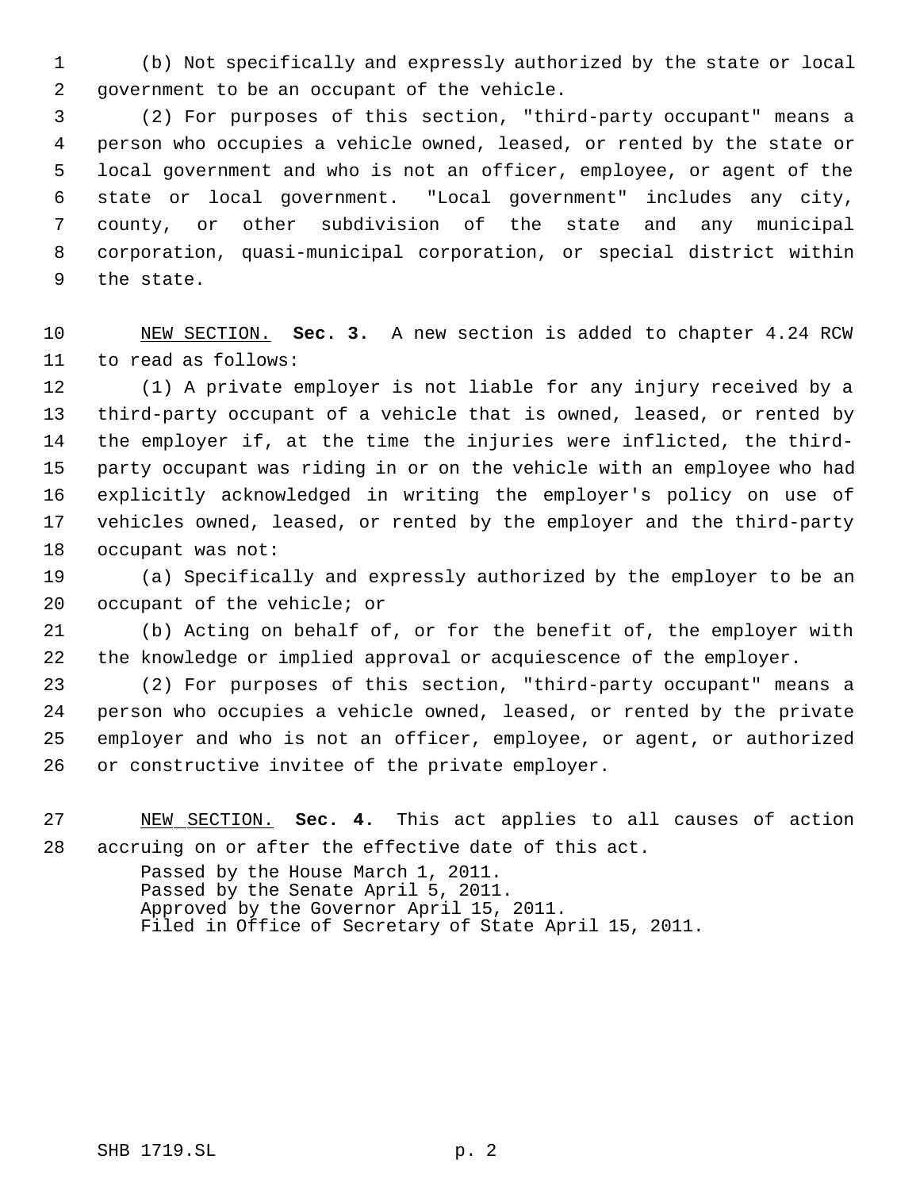(b) Not specifically and expressly authorized by the state or local government to be an occupant of the vehicle.

(2) For purposes of this section, "third-party occupant" means a person who occupies a vehicle owned, leased, or rented by the state or local government and who is not an officer, employee, or agent of the state or local government. "Local government" includes any city, county, or other subdivision of the state and any municipal corporation, quasi-municipal corporation, or special district within the state.

NEW SECTION. **Sec. 3.** A new section is added to chapter 4.24 RCW to read as follows:

(1) A private employer is not liable for any injury received by a third-party occupant of a vehicle that is owned, leased, or rented by the employer if, at the time the injuries were inflicted, the third-party occupant was riding in or on the vehicle with an employee who had explicitly acknowledged in writing the employer's policy on use of vehicles owned, leased, or rented by the employer and the third-party occupant was not:

(a) Specifically and expressly authorized by the employer to be an occupant of the vehicle; or

(b) Acting on behalf of, or for the benefit of, the employer with the knowledge or implied approval or acquiescence of the employer.

(2) For purposes of this section, "third-party occupant" means a person who occupies a vehicle owned, leased, or rented by the private employer and who is not an officer, employee, or agent, or authorized or constructive invitee of the private employer.

NEW SECTION. **Sec. 4.** This act applies to all causes of action accruing on or after the effective date of this act.

Passed by the House March 1, 2011.
Passed by the Senate April 5, 2011.
Approved by the Governor April 15, 2011.
Filed in Office of Secretary of State April 15, 2011.